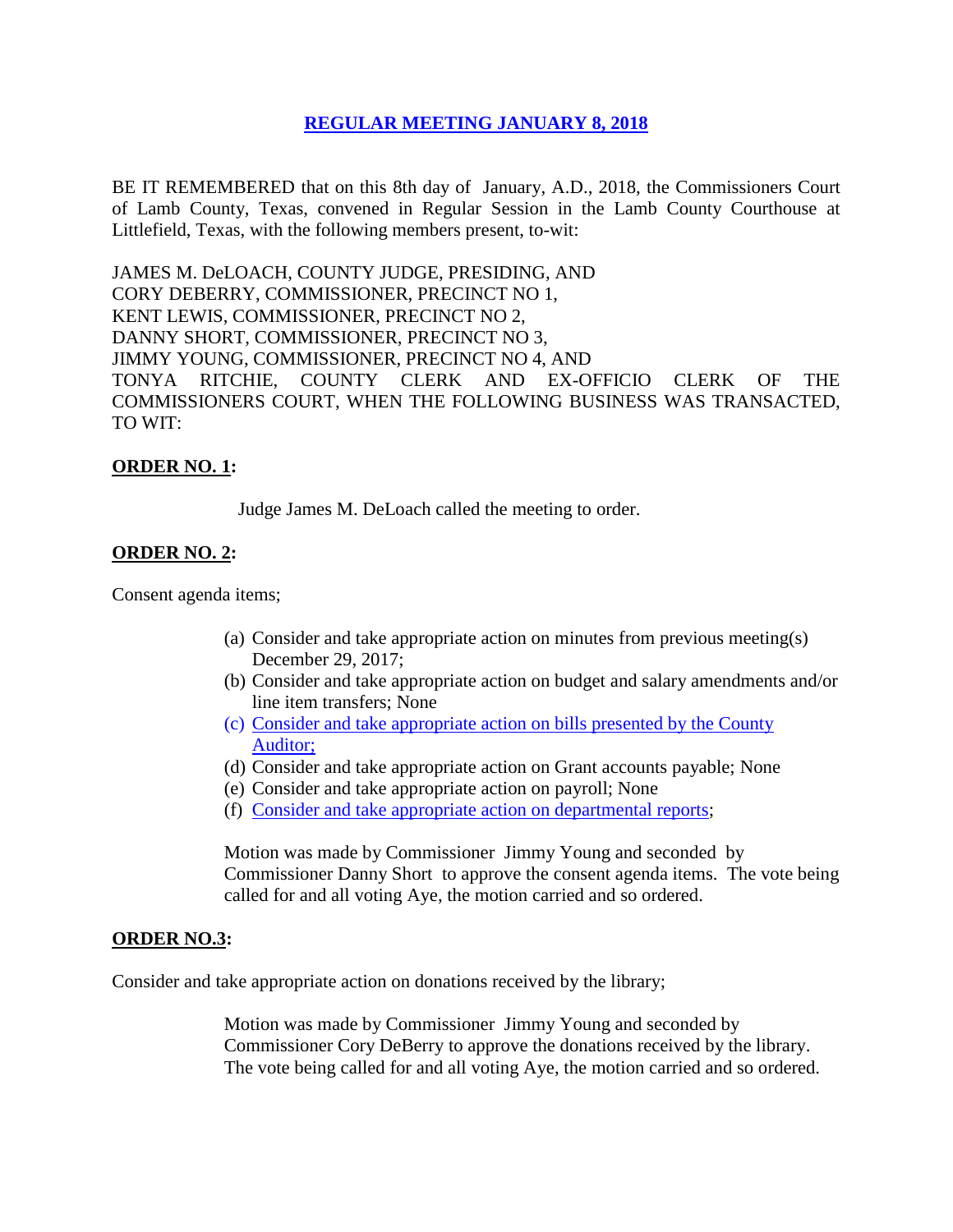# REGULAR MEETING JANUARY 8, 2018

BE IT REMEMBERED that on this 8th day of January, A.D., 2018, the Commissioners Court of Lamb County, Texas, convened in Regular Session in the Lamb County Courthouse at Littlefield, Texas, with the following members present, to-wit:

JAMES M. DeLOACH, COUNTY JUDGE, PRESIDING, AND
CORY DEBERRY, COMMISSIONER, PRECINCT NO 1,
KENT LEWIS, COMMISSIONER, PRECINCT NO 2,
DANNY SHORT, COMMISSIONER, PRECINCT NO 3,
JIMMY YOUNG, COMMISSIONER, PRECINCT NO 4, AND
TONYA RITCHIE, COUNTY CLERK AND EX-OFFICIO CLERK OF THE COMMISSIONERS COURT, WHEN THE FOLLOWING BUSINESS WAS TRANSACTED, TO WIT:

**ORDER NO. 1:**

Judge James M. DeLoach called the meeting to order.

**ORDER NO. 2:**

Consent agenda items;

(a) Consider and take appropriate action on minutes from previous meeting(s) December 29, 2017;
(b) Consider and take appropriate action on budget and salary amendments and/or line item transfers; None
(c) Consider and take appropriate action on bills presented by the County Auditor;
(d) Consider and take appropriate action on Grant accounts payable; None
(e) Consider and take appropriate action on payroll; None
(f) Consider and take appropriate action on departmental reports;

Motion was made by Commissioner Jimmy Young and seconded by Commissioner Danny Short to approve the consent agenda items. The vote being called for and all voting Aye, the motion carried and so ordered.

**ORDER NO.3:**

Consider and take appropriate action on donations received by the library;

Motion was made by Commissioner Jimmy Young and seconded by Commissioner Cory DeBerry to approve the donations received by the library. The vote being called for and all voting Aye, the motion carried and so ordered.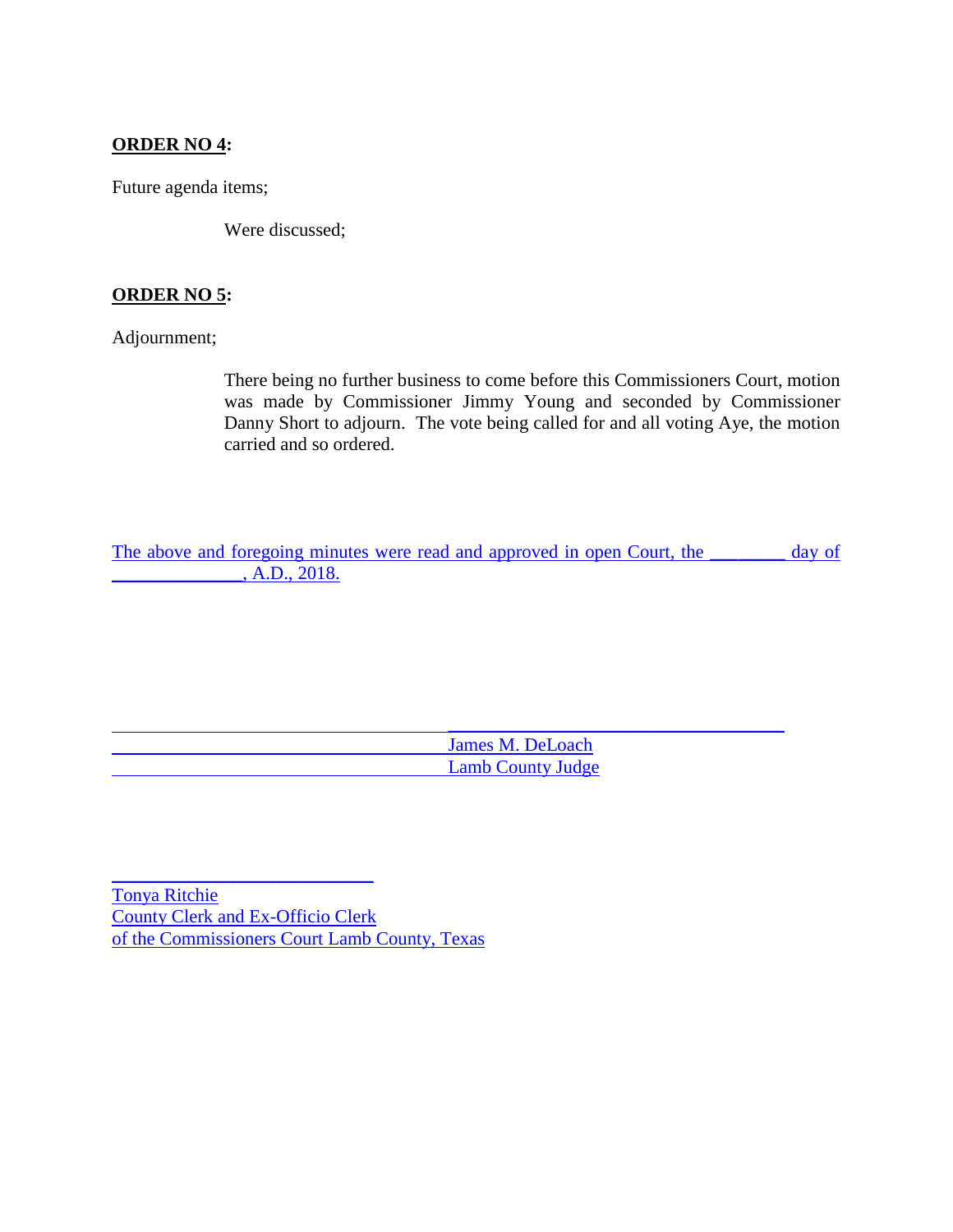**ORDER NO 4:**

Future agenda items;

Were discussed;

**ORDER NO 5:**

Adjournment;

There being no further business to come before this Commissioners Court, motion was made by Commissioner Jimmy Young and seconded by Commissioner Danny Short to adjourn. The vote being called for and all voting Aye, the motion carried and so ordered.

The above and foregoing minutes were read and approved in open Court, the ________ day of ______________, A.D., 2018.

_________________________________
James M. DeLoach
Lamb County Judge

___________________________
Tonya Ritchie
County Clerk and Ex-Officio Clerk
of the Commissioners Court Lamb County, Texas